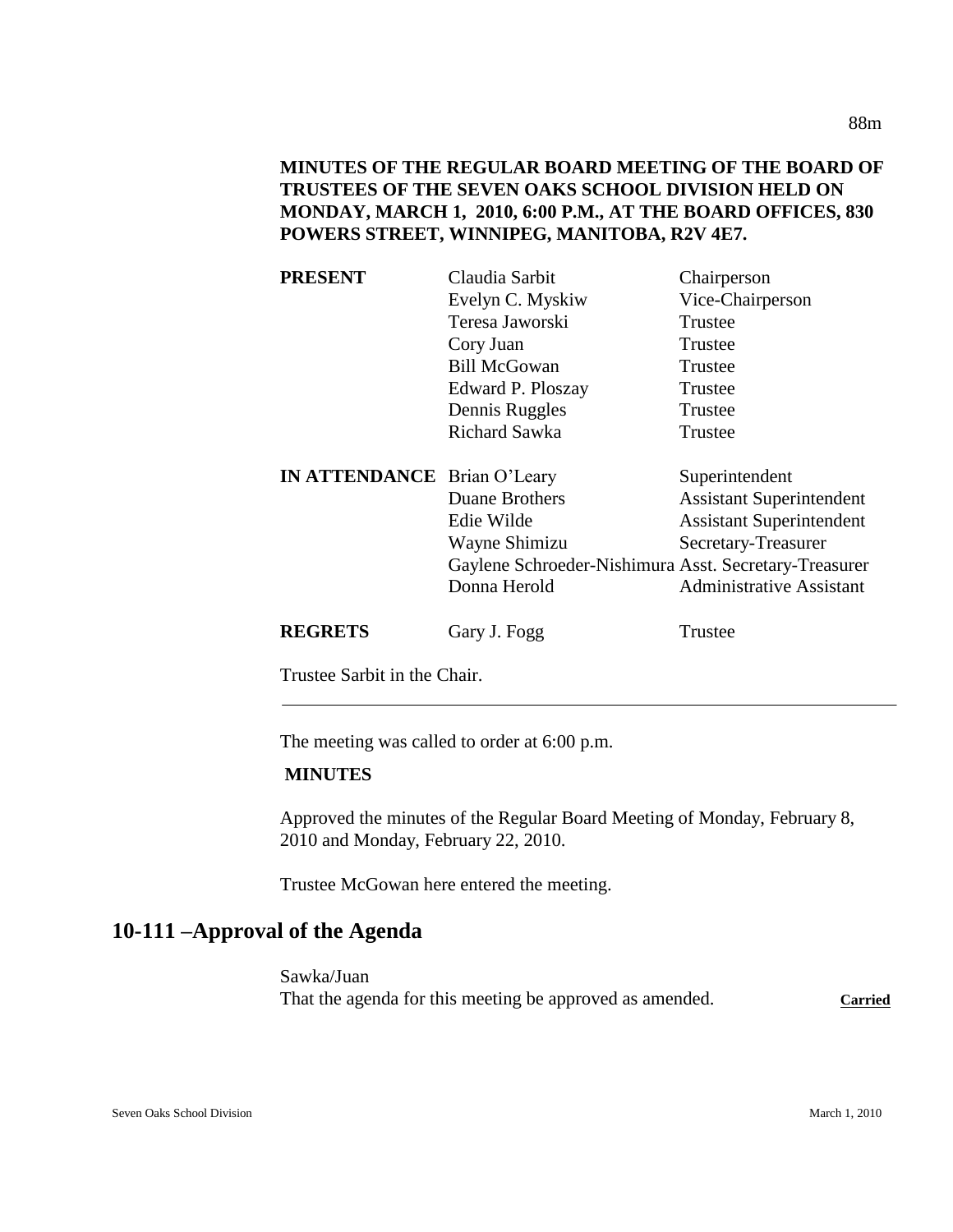**MINUTES OF THE REGULAR BOARD MEETING OF THE BOARD OF TRUSTEES OF THE SEVEN OAKS SCHOOL DIVISION HELD ON MONDAY, MARCH 1, 2010, 6:00 P.M., AT THE BOARD OFFICES, 830 POWERS STREET, WINNIPEG, MANITOBA, R2V 4E7.**

| | | |
|---|---|---|
| **PRESENT** | Claudia Sarbit | Chairperson |
| | Evelyn C. Myskiw | Vice-Chairperson |
| | Teresa Jaworski | Trustee |
| | Cory Juan | Trustee |
| | Bill McGowan | Trustee |
| | Edward P. Ploszay | Trustee |
| | Dennis Ruggles | Trustee |
| | Richard Sawka | Trustee |
| **IN ATTENDANCE** | Brian O'Leary | Superintendent |
| | Duane Brothers | Assistant Superintendent |
| | Edie Wilde | Assistant Superintendent |
| | Wayne Shimizu | Secretary-Treasurer |
| | Gaylene Schroeder-Nishimura | Asst. Secretary-Treasurer |
| | Donna Herold | Administrative Assistant |
| **REGRETS** | Gary J. Fogg | Trustee |

Trustee Sarbit in the Chair.

---

The meeting was called to order at 6:00 p.m.

**MINUTES**

Approved the minutes of the Regular Board Meeting of Monday, February 8, 2010 and Monday, February 22, 2010.

Trustee McGowan here entered the meeting.

## 10-111 –Approval of the Agenda

Sawka/Juan
That the agenda for this meeting be approved as amended. **Carried**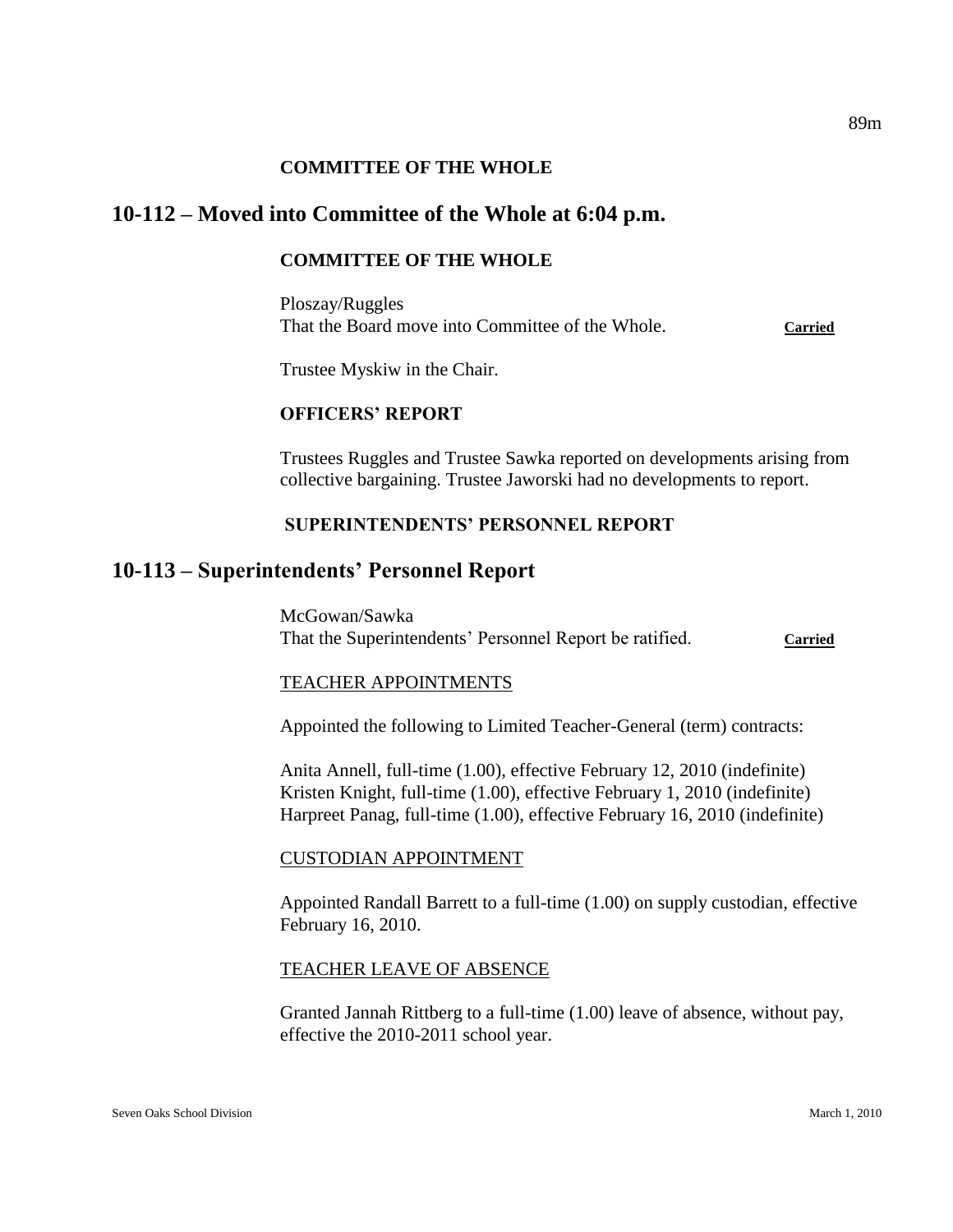**COMMITTEE OF THE WHOLE**

## 10-112 – Moved into Committee of the Whole at 6:04 p.m.

**COMMITTEE OF THE WHOLE**

Ploszay/Ruggles
That the Board move into Committee of the Whole. **Carried**

Trustee Myskiw in the Chair.

**OFFICERS' REPORT**

Trustees Ruggles and Trustee Sawka reported on developments arising from collective bargaining. Trustee Jaworski had no developments to report.

**SUPERINTENDENTS' PERSONNEL REPORT**

## 10-113 – Superintendents' Personnel Report

McGowan/Sawka
That the Superintendents' Personnel Report be ratified. **Carried**

TEACHER APPOINTMENTS

Appointed the following to Limited Teacher-General (term) contracts:

Anita Annell, full-time (1.00), effective February 12, 2010 (indefinite)
Kristen Knight, full-time (1.00), effective February 1, 2010 (indefinite)
Harpreet Panag, full-time (1.00), effective February 16, 2010 (indefinite)

CUSTODIAN APPOINTMENT

Appointed Randall Barrett to a full-time (1.00) on supply custodian, effective February 16, 2010.

TEACHER LEAVE OF ABSENCE

Granted Jannah Rittberg to a full-time (1.00) leave of absence, without pay, effective the 2010-2011 school year.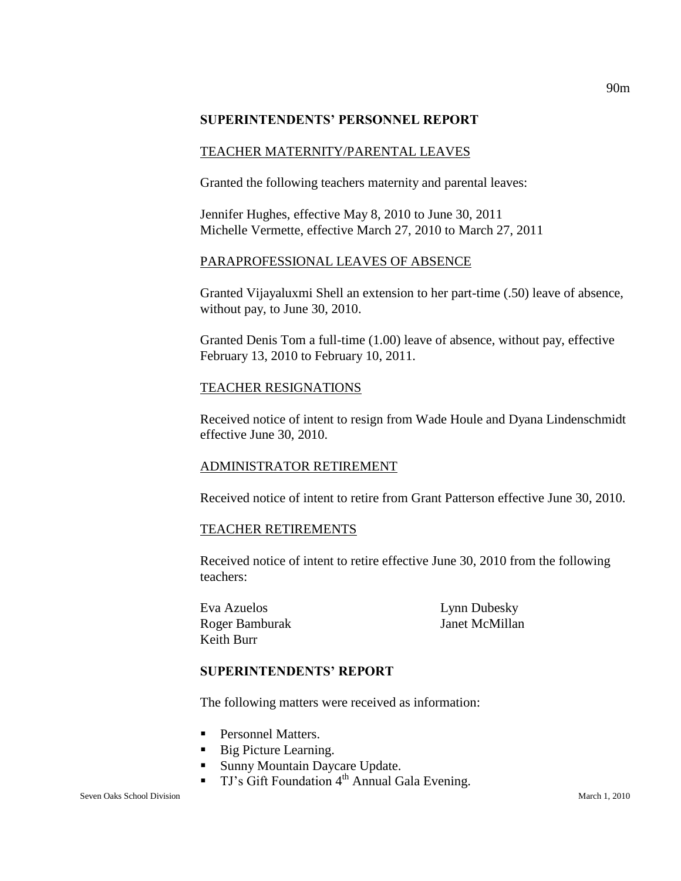## SUPERINTENDENTS' PERSONNEL REPORT

### TEACHER MATERNITY/PARENTAL LEAVES

Granted the following teachers maternity and parental leaves:

Jennifer Hughes, effective May 8, 2010 to June 30, 2011
Michelle Vermette, effective March 27, 2010 to March 27, 2011

### PARAPROFESSIONAL LEAVES OF ABSENCE

Granted Vijayaluxmi Shell an extension to her part-time (.50) leave of absence, without pay, to June 30, 2010.

Granted Denis Tom a full-time (1.00) leave of absence, without pay, effective February 13, 2010 to February 10, 2011.

### TEACHER RESIGNATIONS

Received notice of intent to resign from Wade Houle and Dyana Lindenschmidt effective June 30, 2010.

### ADMINISTRATOR RETIREMENT

Received notice of intent to retire from Grant Patterson effective June 30, 2010.

### TEACHER RETIREMENTS

Received notice of intent to retire effective June 30, 2010 from the following teachers:

Eva Azuelos
Roger Bamburak
Keith Burr
Lynn Dubesky
Janet McMillan

## SUPERINTENDENTS' REPORT

The following matters were received as information:

- Personnel Matters.
- Big Picture Learning.
- Sunny Mountain Daycare Update.
- TJ's Gift Foundation 4th Annual Gala Evening.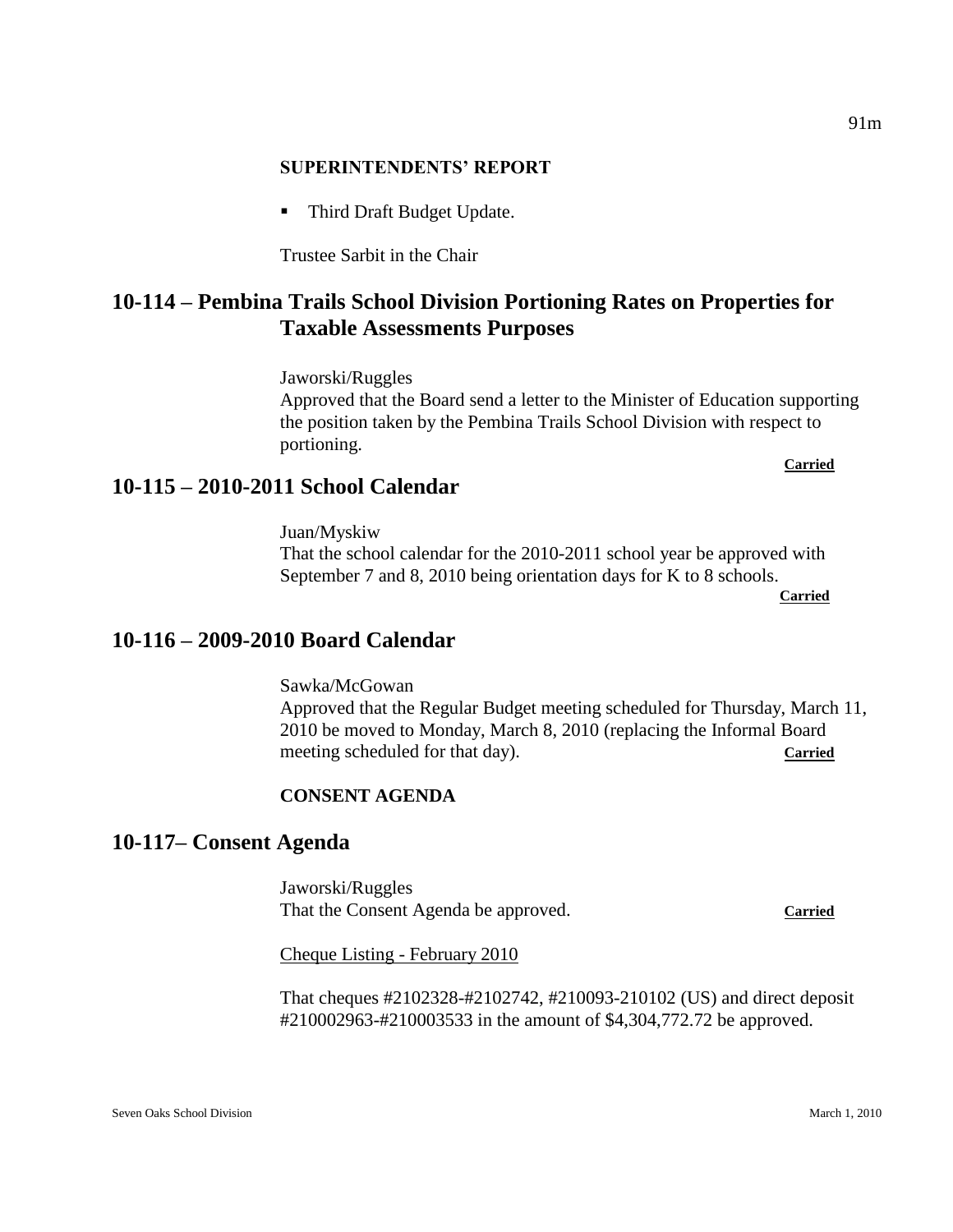**SUPERINTENDENTS' REPORT**

- Third Draft Budget Update.

Trustee Sarbit in the Chair

## 10-114 – Pembina Trails School Division Portioning Rates on Properties for Taxable Assessments Purposes

Jaworski/Ruggles
Approved that the Board send a letter to the Minister of Education supporting the position taken by the Pembina Trails School Division with respect to portioning.

**Carried**

## 10-115 – 2010-2011 School Calendar

Juan/Myskiw
That the school calendar for the 2010-2011 school year be approved with September 7 and 8, 2010 being orientation days for K to 8 schools.

**Carried**

## 10-116 – 2009-2010 Board Calendar

Sawka/McGowan
Approved that the Regular Budget meeting scheduled for Thursday, March 11, 2010 be moved to Monday, March 8, 2010 (replacing the Informal Board meeting scheduled for that day). **Carried**

**CONSENT AGENDA**

## 10-117– Consent Agenda

Jaworski/Ruggles
That the Consent Agenda be approved. **Carried**

Cheque Listing - February 2010

That cheques #2102328-#2102742, #210093-210102 (US) and direct deposit #210002963-#210003533 in the amount of $4,304,772.72 be approved.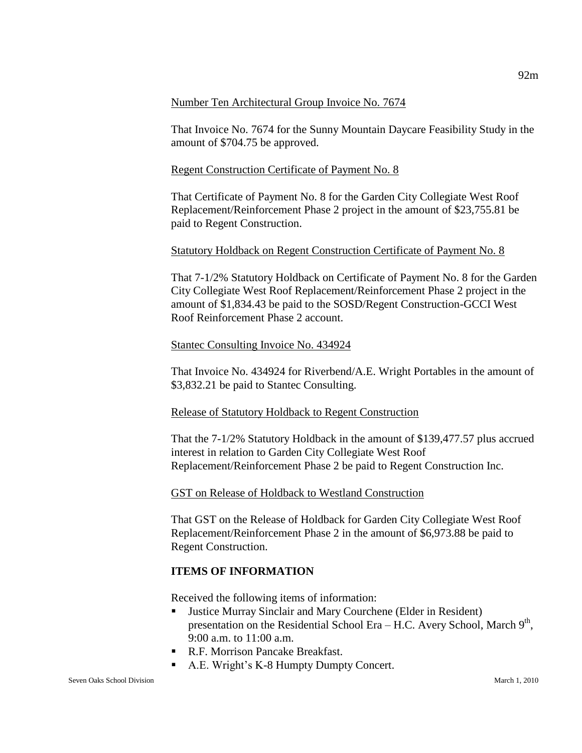Number Ten Architectural Group Invoice No. 7674

That Invoice No. 7674 for the Sunny Mountain Daycare Feasibility Study in the amount of $704.75 be approved.

Regent Construction Certificate of Payment No. 8

That Certificate of Payment No. 8 for the Garden City Collegiate West Roof Replacement/Reinforcement Phase 2 project in the amount of $23,755.81 be paid to Regent Construction.

Statutory Holdback on Regent Construction Certificate of Payment No. 8

That 7-1/2% Statutory Holdback on Certificate of Payment No. 8 for the Garden City Collegiate West Roof Replacement/Reinforcement Phase 2 project in the amount of $1,834.43 be paid to the SOSD/Regent Construction-GCCI West Roof Reinforcement Phase 2 account.

Stantec Consulting Invoice No. 434924

That Invoice No. 434924 for Riverbend/A.E. Wright Portables in the amount of $3,832.21 be paid to Stantec Consulting.

Release of Statutory Holdback to Regent Construction

That the 7-1/2% Statutory Holdback in the amount of $139,477.57 plus accrued interest in relation to Garden City Collegiate West Roof Replacement/Reinforcement Phase 2 be paid to Regent Construction Inc.

GST on Release of Holdback to Westland Construction

That GST on the Release of Holdback for Garden City Collegiate West Roof Replacement/Reinforcement Phase 2 in the amount of $6,973.88 be paid to Regent Construction.

**ITEMS OF INFORMATION**

Received the following items of information:

- Justice Murray Sinclair and Mary Courchene (Elder in Resident) presentation on the Residential School Era – H.C. Avery School, March 9th, 9:00 a.m. to 11:00 a.m.
- R.F. Morrison Pancake Breakfast.
- A.E. Wright's K-8 Humpty Dumpty Concert.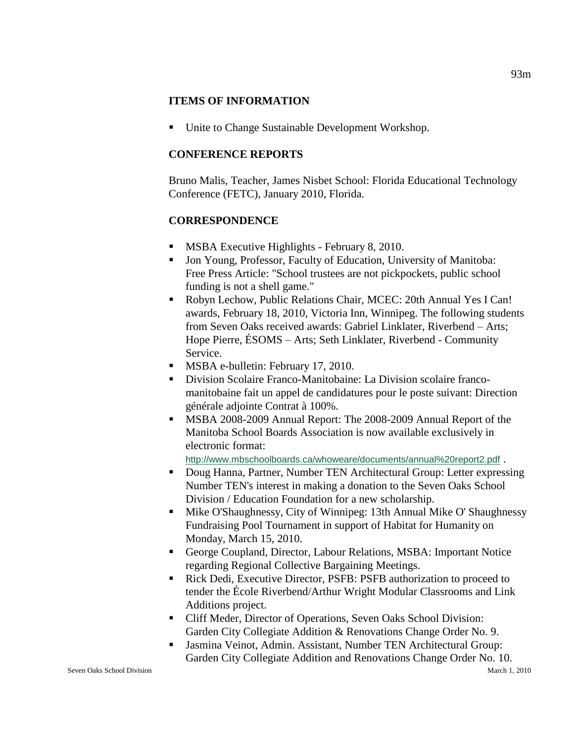## ITEMS OF INFORMATION

- Unite to Change Sustainable Development Workshop.

## CONFERENCE REPORTS

Bruno Malis, Teacher, James Nisbet School: Florida Educational Technology Conference (FETC), January 2010, Florida.

## CORRESPONDENCE

- MSBA Executive Highlights - February 8, 2010.
- Jon Young, Professor, Faculty of Education, University of Manitoba: Free Press Article: "School trustees are not pickpockets, public school funding is not a shell game."
- Robyn Lechow, Public Relations Chair, MCEC: 20th Annual Yes I Can! awards, February 18, 2010, Victoria Inn, Winnipeg. The following students from Seven Oaks received awards: Gabriel Linklater, Riverbend – Arts; Hope Pierre, ÉSOMS – Arts; Seth Linklater, Riverbend - Community Service.
- MSBA e-bulletin: February 17, 2010.
- Division Scolaire Franco-Manitobaine: La Division scolaire franco-manitobaine fait un appel de candidatures pour le poste suivant: Direction générale adjointe Contrat à 100%.
- MSBA 2008-2009 Annual Report: The 2008-2009 Annual Report of the Manitoba School Boards Association is now available exclusively in electronic format: http://www.mbschoolboards.ca/whoweare/documents/annual%20report2.pdf .
- Doug Hanna, Partner, Number TEN Architectural Group: Letter expressing Number TEN's interest in making a donation to the Seven Oaks School Division / Education Foundation for a new scholarship.
- Mike O'Shaughnessy, City of Winnipeg: 13th Annual Mike O' Shaughnessy Fundraising Pool Tournament in support of Habitat for Humanity on Monday, March 15, 2010.
- George Coupland, Director, Labour Relations, MSBA: Important Notice regarding Regional Collective Bargaining Meetings.
- Rick Dedi, Executive Director, PSFB: PSFB authorization to proceed to tender the École Riverbend/Arthur Wright Modular Classrooms and Link Additions project.
- Cliff Meder, Director of Operations, Seven Oaks School Division: Garden City Collegiate Addition & Renovations Change Order No. 9.
- Jasmina Veinot, Admin. Assistant, Number TEN Architectural Group: Garden City Collegiate Addition and Renovations Change Order No. 10.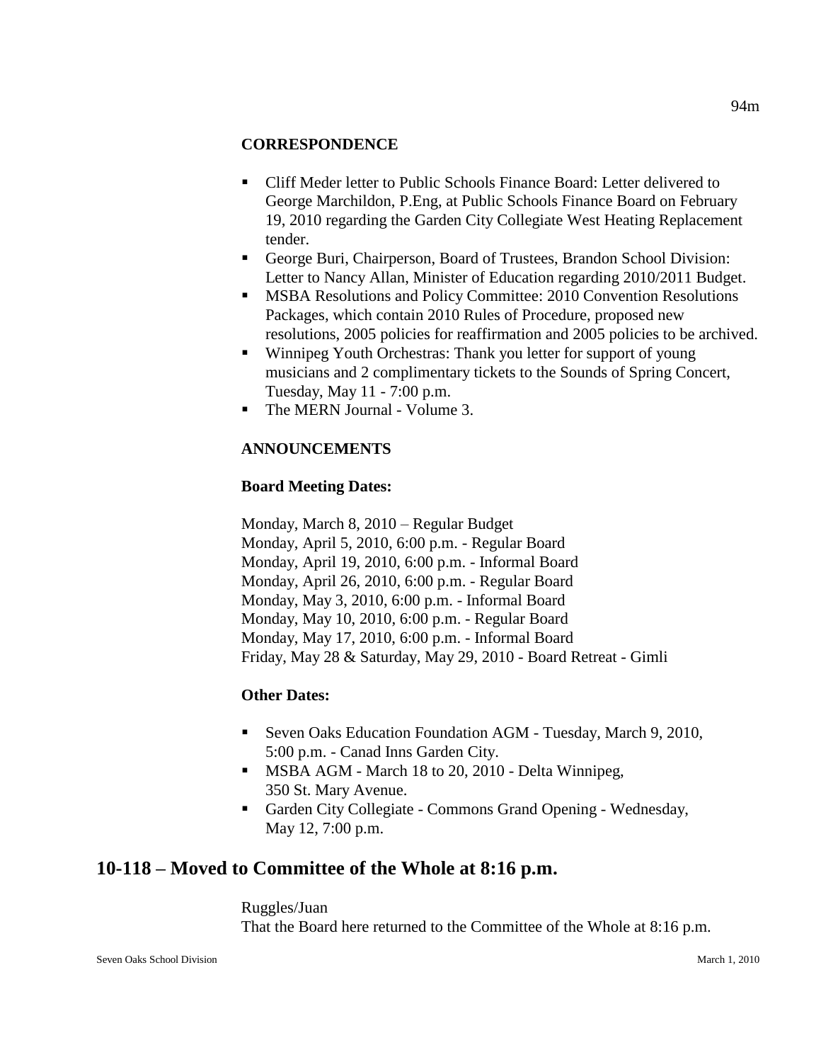**CORRESPONDENCE**

- Cliff Meder letter to Public Schools Finance Board: Letter delivered to George Marchildon, P.Eng, at Public Schools Finance Board on February 19, 2010 regarding the Garden City Collegiate West Heating Replacement tender.
- George Buri, Chairperson, Board of Trustees, Brandon School Division: Letter to Nancy Allan, Minister of Education regarding 2010/2011 Budget.
- MSBA Resolutions and Policy Committee: 2010 Convention Resolutions Packages, which contain 2010 Rules of Procedure, proposed new resolutions, 2005 policies for reaffirmation and 2005 policies to be archived.
- Winnipeg Youth Orchestras: Thank you letter for support of young musicians and 2 complimentary tickets to the Sounds of Spring Concert, Tuesday, May 11 - 7:00 p.m.
- The MERN Journal - Volume 3.

**ANNOUNCEMENTS**

**Board Meeting Dates:**

Monday, March 8, 2010 – Regular Budget
Monday, April 5, 2010, 6:00 p.m. - Regular Board
Monday, April 19, 2010, 6:00 p.m. - Informal Board
Monday, April 26, 2010, 6:00 p.m. - Regular Board
Monday, May 3, 2010, 6:00 p.m. - Informal Board
Monday, May 10, 2010, 6:00 p.m. - Regular Board
Monday, May 17, 2010, 6:00 p.m. - Informal Board
Friday, May 28 & Saturday, May 29, 2010 - Board Retreat - Gimli

**Other Dates:**

- Seven Oaks Education Foundation AGM - Tuesday, March 9, 2010, 5:00 p.m. - Canad Inns Garden City.
- MSBA AGM - March 18 to 20, 2010 - Delta Winnipeg, 350 St. Mary Avenue.
- Garden City Collegiate - Commons Grand Opening - Wednesday, May 12, 7:00 p.m.

## 10-118 – Moved to Committee of the Whole at 8:16 p.m.

Ruggles/Juan
That the Board here returned to the Committee of the Whole at 8:16 p.m.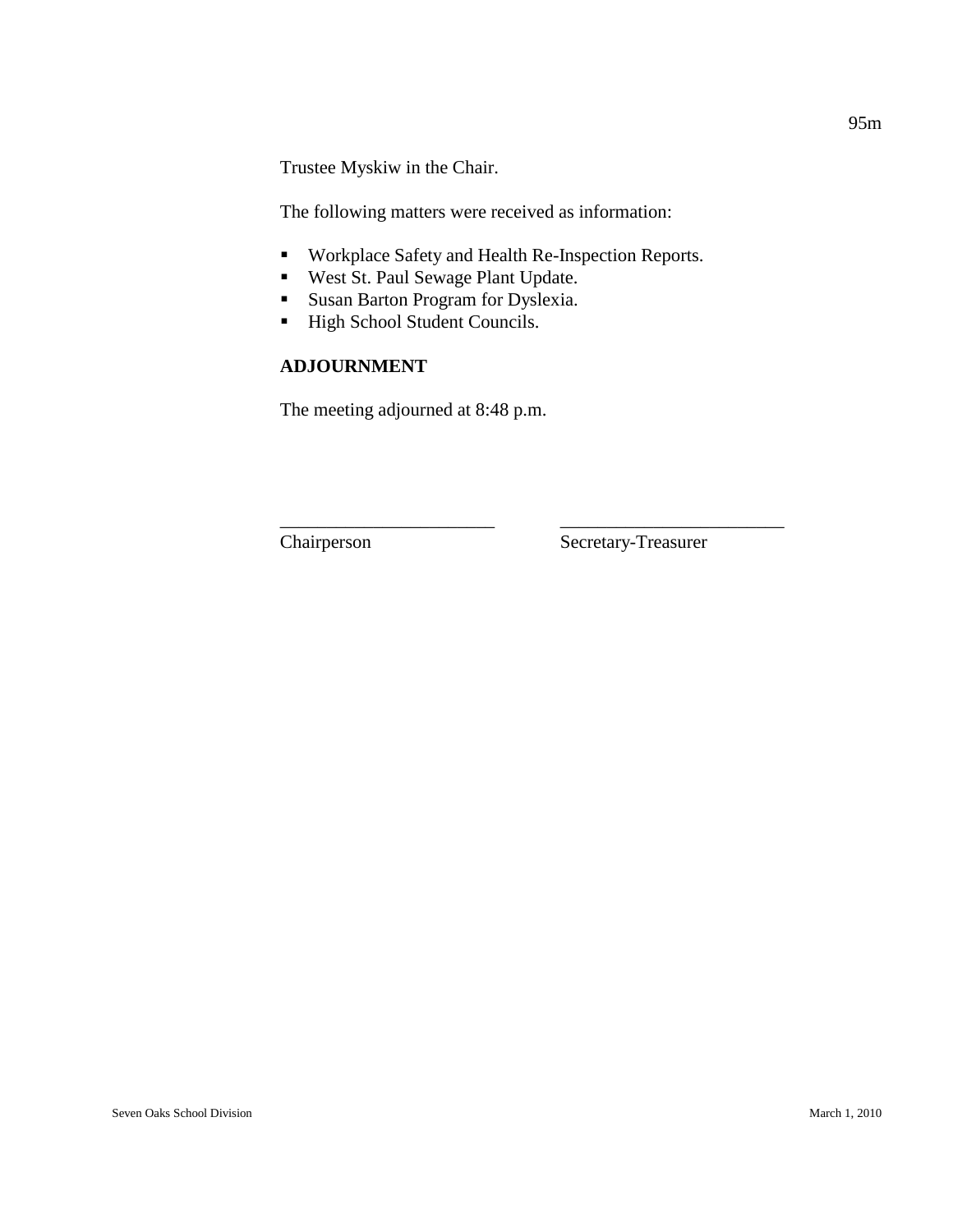Trustee Myskiw in the Chair.

The following matters were received as information:

- Workplace Safety and Health Re-Inspection Reports.
- West St. Paul Sewage Plant Update.
- Susan Barton Program for Dyslexia.
- High School Student Councils.

**ADJOURNMENT**

The meeting adjourned at 8:48 p.m.

_______________________ _______________________

Chairperson Secretary-Treasurer